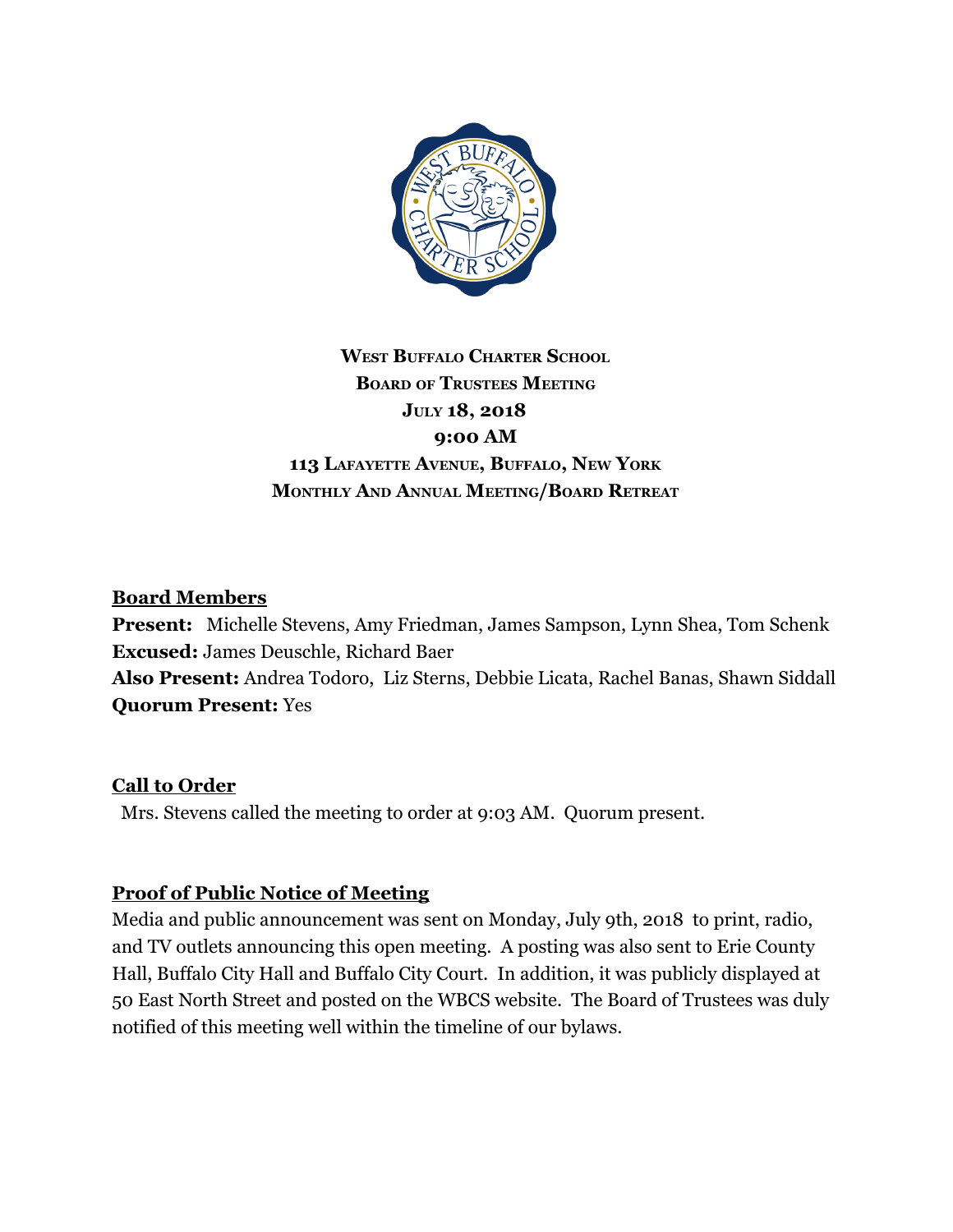**West Buffalo Charter School**
**Board of Trustees Meeting**
**July 18, 2018**
**9:00 AM**
**113 Lafayette Avenue, Buffalo, New York**
**Monthly And Annual Meeting/Board Retreat**

## Board Members

**Present:** Michelle Stevens, Amy Friedman, James Sampson, Lynn Shea, Tom Schenk
**Excused:** James Deuschle, Richard Baer
**Also Present:** Andrea Todoro, Liz Sterns, Debbie Licata, Rachel Banas, Shawn Siddall
**Quorum Present:** Yes

## Call to Order

Mrs. Stevens called the meeting to order at 9:03 AM. Quorum present.

## Proof of Public Notice of Meeting

Media and public announcement was sent on Monday, July 9th, 2018 to print, radio, and TV outlets announcing this open meeting. A posting was also sent to Erie County Hall, Buffalo City Hall and Buffalo City Court. In addition, it was publicly displayed at 50 East North Street and posted on the WBCS website. The Board of Trustees was duly notified of this meeting well within the timeline of our bylaws.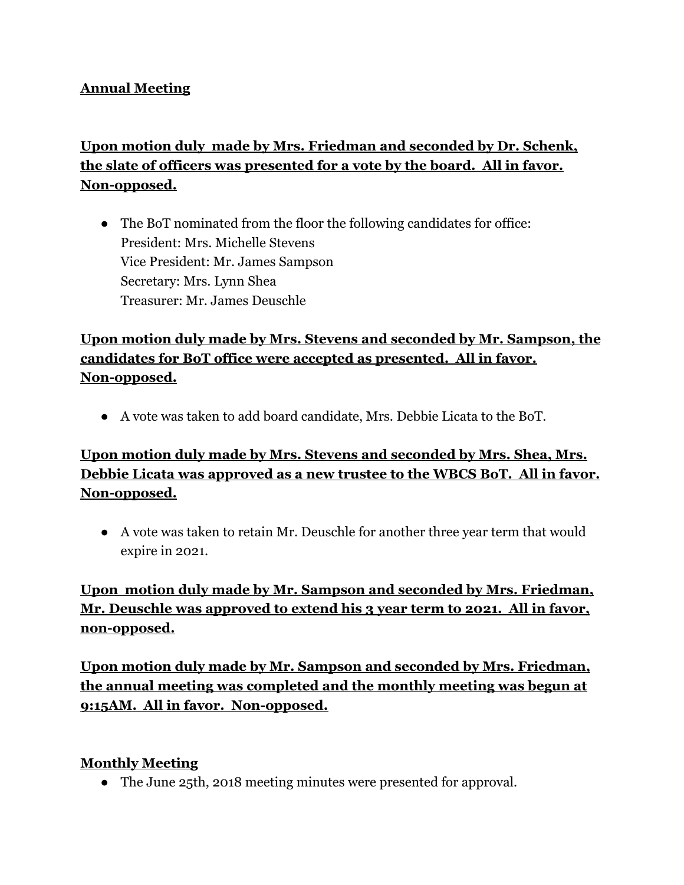**Annual Meeting**

**Upon motion duly made by Mrs. Friedman and seconded by Dr. Schenk, the slate of officers was presented for a vote by the board. All in favor. Non-opposed.**

- The BoT nominated from the floor the following candidates for office:
  President: Mrs. Michelle Stevens
  Vice President: Mr. James Sampson
  Secretary: Mrs. Lynn Shea
  Treasurer: Mr. James Deuschle

**Upon motion duly made by Mrs. Stevens and seconded by Mr. Sampson, the candidates for BoT office were accepted as presented. All in favor. Non-opposed.**

- A vote was taken to add board candidate, Mrs. Debbie Licata to the BoT.

**Upon motion duly made by Mrs. Stevens and seconded by Mrs. Shea, Mrs. Debbie Licata was approved as a new trustee to the WBCS BoT. All in favor. Non-opposed.**

- A vote was taken to retain Mr. Deuschle for another three year term that would expire in 2021.

**Upon motion duly made by Mr. Sampson and seconded by Mrs. Friedman, Mr. Deuschle was approved to extend his 3 year term to 2021. All in favor, non-opposed.**

**Upon motion duly made by Mr. Sampson and seconded by Mrs. Friedman, the annual meeting was completed and the monthly meeting was begun at 9:15AM. All in favor. Non-opposed.**

**Monthly Meeting**

- The June 25th, 2018 meeting minutes were presented for approval.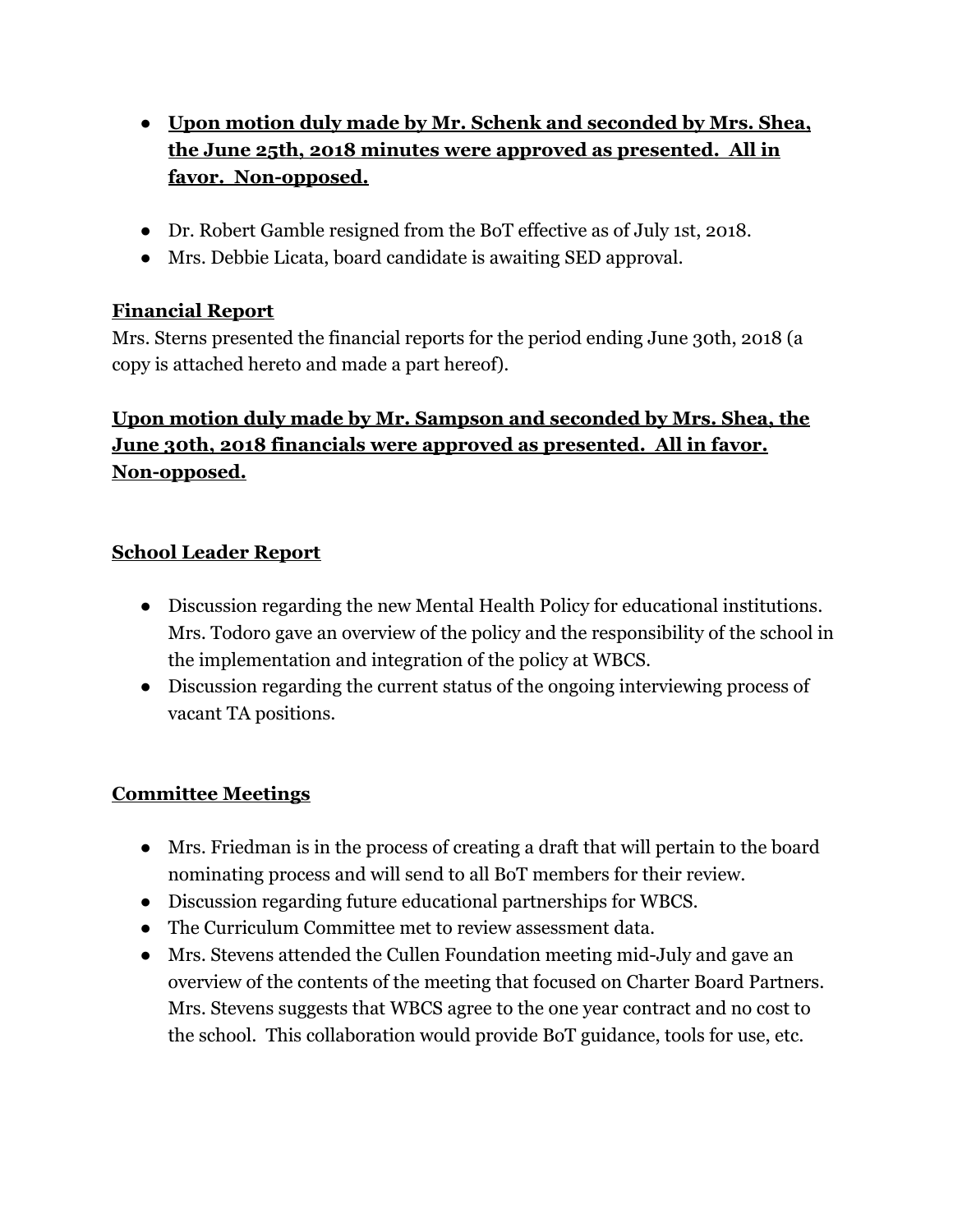- **Upon motion duly made by Mr. Schenk and seconded by Mrs. Shea, the June 25th, 2018 minutes were approved as presented. All in favor. Non-opposed.**

- Dr. Robert Gamble resigned from the BoT effective as of July 1st, 2018.
- Mrs. Debbie Licata, board candidate is awaiting SED approval.

**Financial Report**

Mrs. Sterns presented the financial reports for the period ending June 30th, 2018 (a copy is attached hereto and made a part hereof).

**Upon motion duly made by Mr. Sampson and seconded by Mrs. Shea, the June 30th, 2018 financials were approved as presented. All in favor. Non-opposed.**

**School Leader Report**

- Discussion regarding the new Mental Health Policy for educational institutions. Mrs. Todoro gave an overview of the policy and the responsibility of the school in the implementation and integration of the policy at WBCS.
- Discussion regarding the current status of the ongoing interviewing process of vacant TA positions.

**Committee Meetings**

- Mrs. Friedman is in the process of creating a draft that will pertain to the board nominating process and will send to all BoT members for their review.
- Discussion regarding future educational partnerships for WBCS.
- The Curriculum Committee met to review assessment data.
- Mrs. Stevens attended the Cullen Foundation meeting mid-July and gave an overview of the contents of the meeting that focused on Charter Board Partners. Mrs. Stevens suggests that WBCS agree to the one year contract and no cost to the school. This collaboration would provide BoT guidance, tools for use, etc.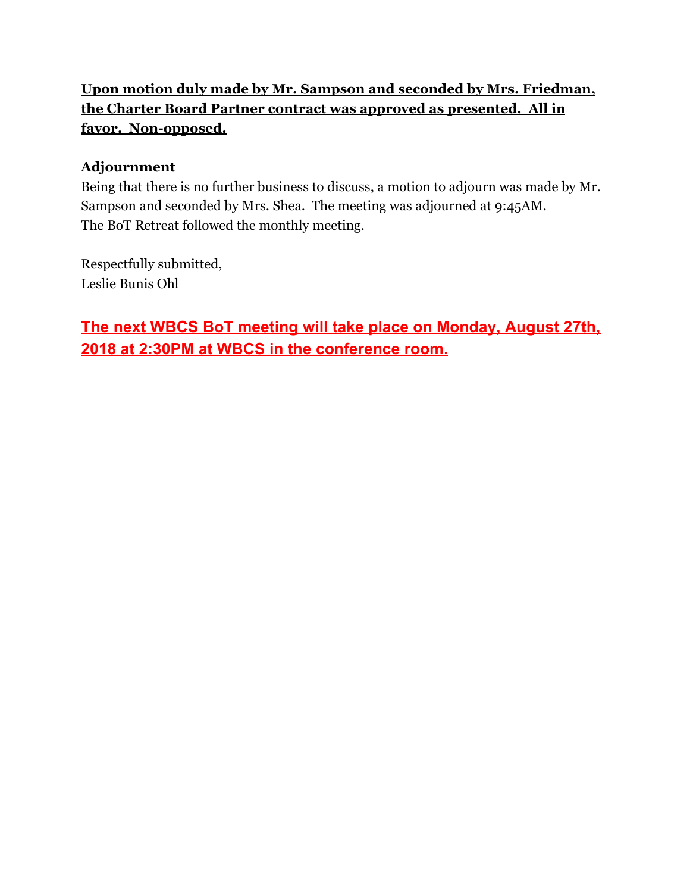**Upon motion duly made by Mr. Sampson and seconded by Mrs. Friedman, the Charter Board Partner contract was approved as presented. All in favor. Non-opposed.**

## Adjournment

Being that there is no further business to discuss, a motion to adjourn was made by Mr. Sampson and seconded by Mrs. Shea. The meeting was adjourned at 9:45AM.
The BoT Retreat followed the monthly meeting.

Respectfully submitted,
Leslie Bunis Ohl

**The next WBCS BoT meeting will take place on Monday, August 27th, 2018 at 2:30PM at WBCS in the conference room.**